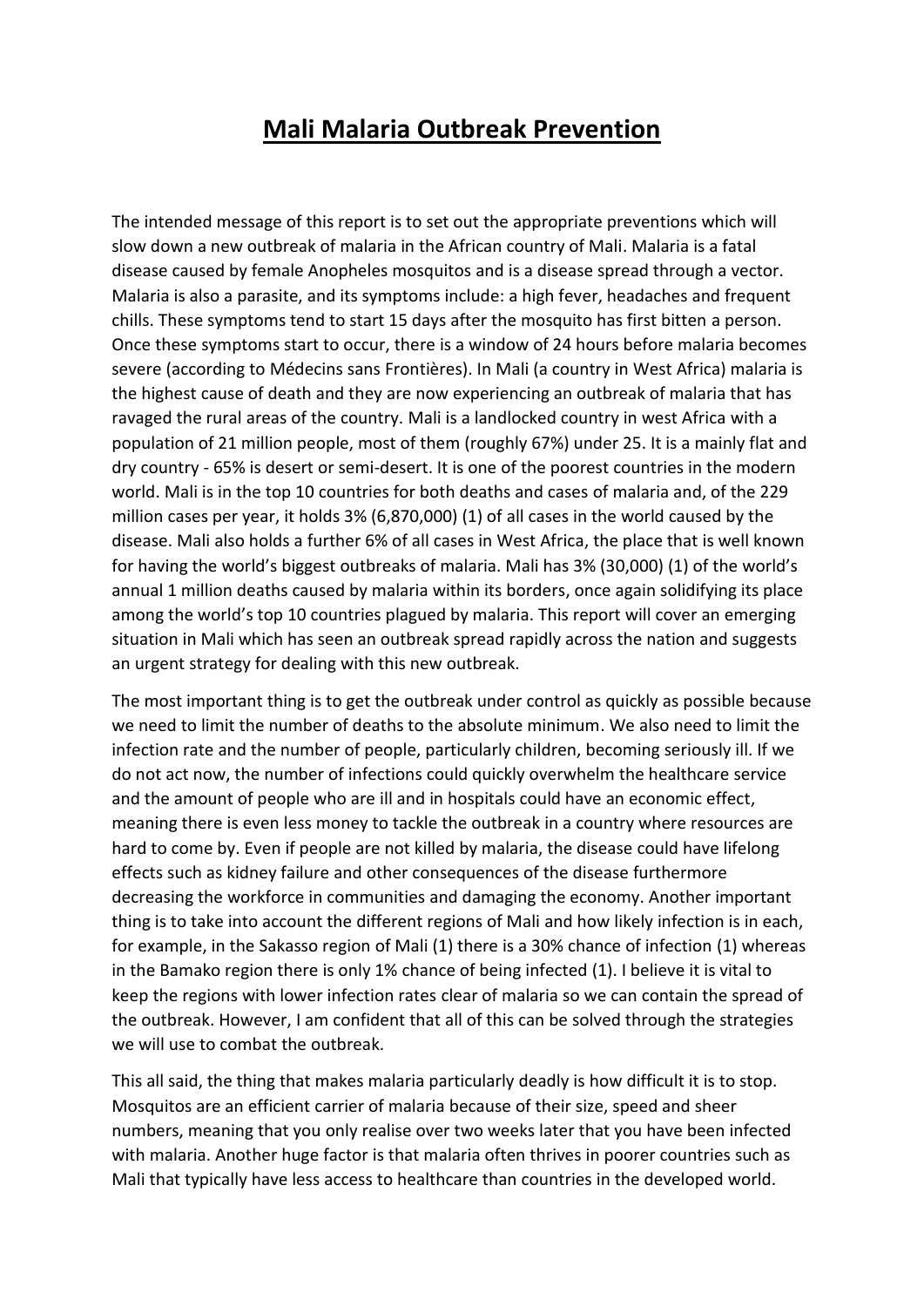# Mali Malaria Outbreak Prevention

The intended message of this report is to set out the appropriate preventions which will slow down a new outbreak of malaria in the African country of Mali. Malaria is a fatal disease caused by female Anopheles mosquitos and is a disease spread through a vector. Malaria is also a parasite, and its symptoms include: a high fever, headaches and frequent chills. These symptoms tend to start 15 days after the mosquito has first bitten a person. Once these symptoms start to occur, there is a window of 24 hours before malaria becomes severe (according to Médecins sans Frontières). In Mali (a country in West Africa) malaria is the highest cause of death and they are now experiencing an outbreak of malaria that has ravaged the rural areas of the country. Mali is a landlocked country in west Africa with a population of 21 million people, most of them (roughly 67%) under 25. It is a mainly flat and dry country - 65% is desert or semi-desert. It is one of the poorest countries in the modern world. Mali is in the top 10 countries for both deaths and cases of malaria and, of the 229 million cases per year, it holds 3% (6,870,000) (1) of all cases in the world caused by the disease. Mali also holds a further 6% of all cases in West Africa, the place that is well known for having the world's biggest outbreaks of malaria. Mali has 3% (30,000) (1) of the world's annual 1 million deaths caused by malaria within its borders, once again solidifying its place among the world's top 10 countries plagued by malaria. This report will cover an emerging situation in Mali which has seen an outbreak spread rapidly across the nation and suggests an urgent strategy for dealing with this new outbreak.

The most important thing is to get the outbreak under control as quickly as possible because we need to limit the number of deaths to the absolute minimum. We also need to limit the infection rate and the number of people, particularly children, becoming seriously ill. If we do not act now, the number of infections could quickly overwhelm the healthcare service and the amount of people who are ill and in hospitals could have an economic effect, meaning there is even less money to tackle the outbreak in a country where resources are hard to come by. Even if people are not killed by malaria, the disease could have lifelong effects such as kidney failure and other consequences of the disease furthermore decreasing the workforce in communities and damaging the economy. Another important thing is to take into account the different regions of Mali and how likely infection is in each, for example, in the Sakasso region of Mali (1) there is a 30% chance of infection (1) whereas in the Bamako region there is only 1% chance of being infected (1). I believe it is vital to keep the regions with lower infection rates clear of malaria so we can contain the spread of the outbreak. However, I am confident that all of this can be solved through the strategies we will use to combat the outbreak.

This all said, the thing that makes malaria particularly deadly is how difficult it is to stop. Mosquitos are an efficient carrier of malaria because of their size, speed and sheer numbers, meaning that you only realise over two weeks later that you have been infected with malaria. Another huge factor is that malaria often thrives in poorer countries such as Mali that typically have less access to healthcare than countries in the developed world.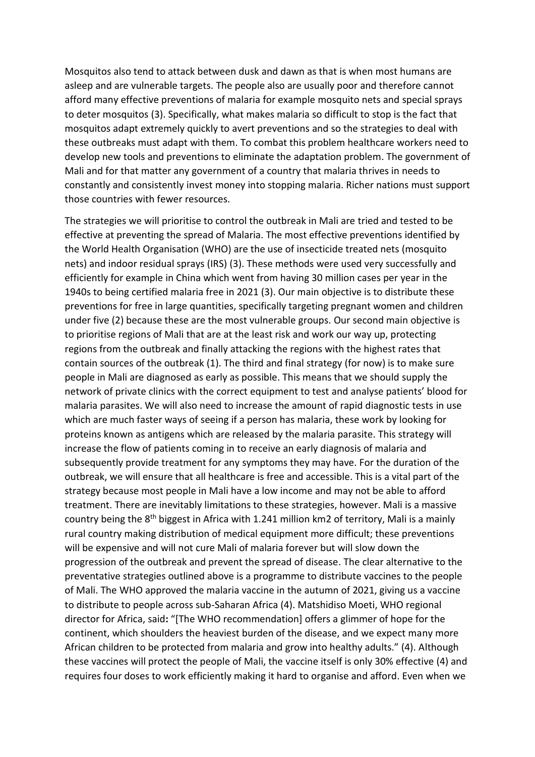Mosquitos also tend to attack between dusk and dawn as that is when most humans are asleep and are vulnerable targets. The people also are usually poor and therefore cannot afford many effective preventions of malaria for example mosquito nets and special sprays to deter mosquitos (3). Specifically, what makes malaria so difficult to stop is the fact that mosquitos adapt extremely quickly to avert preventions and so the strategies to deal with these outbreaks must adapt with them. To combat this problem healthcare workers need to develop new tools and preventions to eliminate the adaptation problem. The government of Mali and for that matter any government of a country that malaria thrives in needs to constantly and consistently invest money into stopping malaria. Richer nations must support those countries with fewer resources.

The strategies we will prioritise to control the outbreak in Mali are tried and tested to be effective at preventing the spread of Malaria. The most effective preventions identified by the World Health Organisation (WHO) are the use of insecticide treated nets (mosquito nets) and indoor residual sprays (IRS) (3). These methods were used very successfully and efficiently for example in China which went from having 30 million cases per year in the 1940s to being certified malaria free in 2021 (3). Our main objective is to distribute these preventions for free in large quantities, specifically targeting pregnant women and children under five (2) because these are the most vulnerable groups. Our second main objective is to prioritise regions of Mali that are at the least risk and work our way up, protecting regions from the outbreak and finally attacking the regions with the highest rates that contain sources of the outbreak (1). The third and final strategy (for now) is to make sure people in Mali are diagnosed as early as possible. This means that we should supply the network of private clinics with the correct equipment to test and analyse patients' blood for malaria parasites. We will also need to increase the amount of rapid diagnostic tests in use which are much faster ways of seeing if a person has malaria, these work by looking for proteins known as antigens which are released by the malaria parasite. This strategy will increase the flow of patients coming in to receive an early diagnosis of malaria and subsequently provide treatment for any symptoms they may have. For the duration of the outbreak, we will ensure that all healthcare is free and accessible. This is a vital part of the strategy because most people in Mali have a low income and may not be able to afford treatment. There are inevitably limitations to these strategies, however. Mali is a massive country being the 8th biggest in Africa with 1.241 million km2 of territory, Mali is a mainly rural country making distribution of medical equipment more difficult; these preventions will be expensive and will not cure Mali of malaria forever but will slow down the progression of the outbreak and prevent the spread of disease. The clear alternative to the preventative strategies outlined above is a programme to distribute vaccines to the people of Mali. The WHO approved the malaria vaccine in the autumn of 2021, giving us a vaccine to distribute to people across sub-Saharan Africa (4). Matshidiso Moeti, WHO regional director for Africa, said: "[The WHO recommendation] offers a glimmer of hope for the continent, which shoulders the heaviest burden of the disease, and we expect many more African children to be protected from malaria and grow into healthy adults." (4). Although these vaccines will protect the people of Mali, the vaccine itself is only 30% effective (4) and requires four doses to work efficiently making it hard to organise and afford. Even when we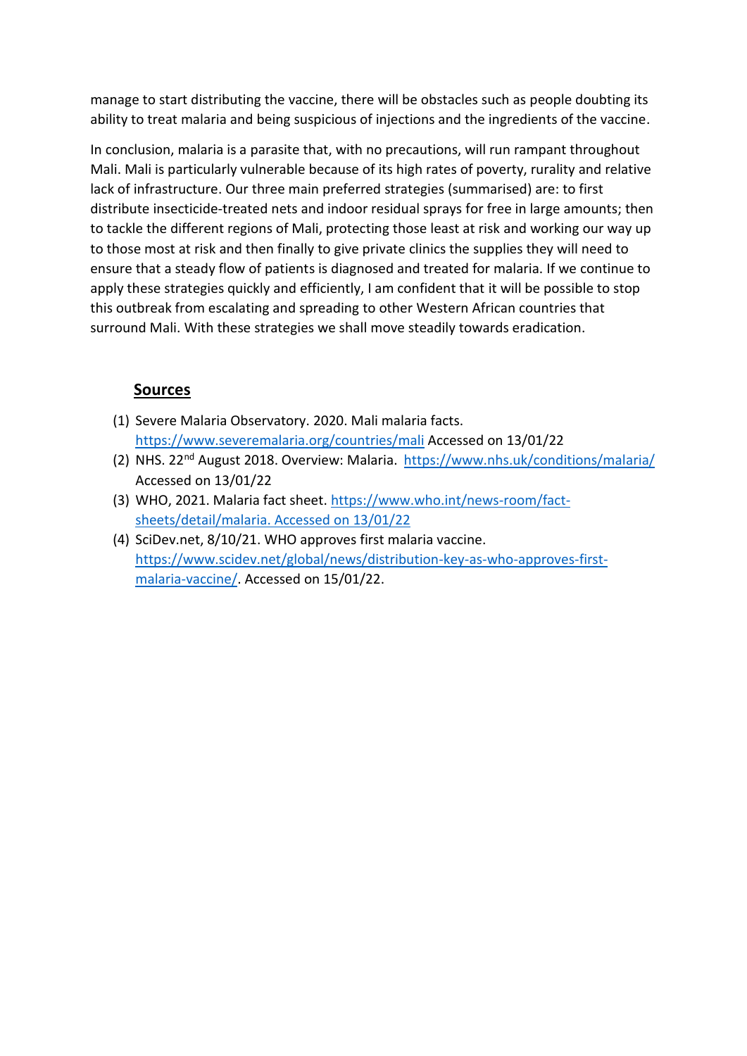manage to start distributing the vaccine, there will be obstacles such as people doubting its ability to treat malaria and being suspicious of injections and the ingredients of the vaccine.

In conclusion, malaria is a parasite that, with no precautions, will run rampant throughout Mali. Mali is particularly vulnerable because of its high rates of poverty, rurality and relative lack of infrastructure. Our three main preferred strategies (summarised) are: to first distribute insecticide-treated nets and indoor residual sprays for free in large amounts; then to tackle the different regions of Mali, protecting those least at risk and working our way up to those most at risk and then finally to give private clinics the supplies they will need to ensure that a steady flow of patients is diagnosed and treated for malaria. If we continue to apply these strategies quickly and efficiently, I am confident that it will be possible to stop this outbreak from escalating and spreading to other Western African countries that surround Mali. With these strategies we shall move steadily towards eradication.

## Sources

(1) Severe Malaria Observatory. 2020. Mali malaria facts. https://www.severemalaria.org/countries/mali Accessed on 13/01/22

(2) NHS. 22nd August 2018. Overview: Malaria. https://www.nhs.uk/conditions/malaria/ Accessed on 13/01/22

(3) WHO, 2021. Malaria fact sheet. https://www.who.int/news-room/fact-sheets/detail/malaria. Accessed on 13/01/22

(4) SciDev.net, 8/10/21. WHO approves first malaria vaccine. https://www.scidev.net/global/news/distribution-key-as-who-approves-first-malaria-vaccine/. Accessed on 15/01/22.